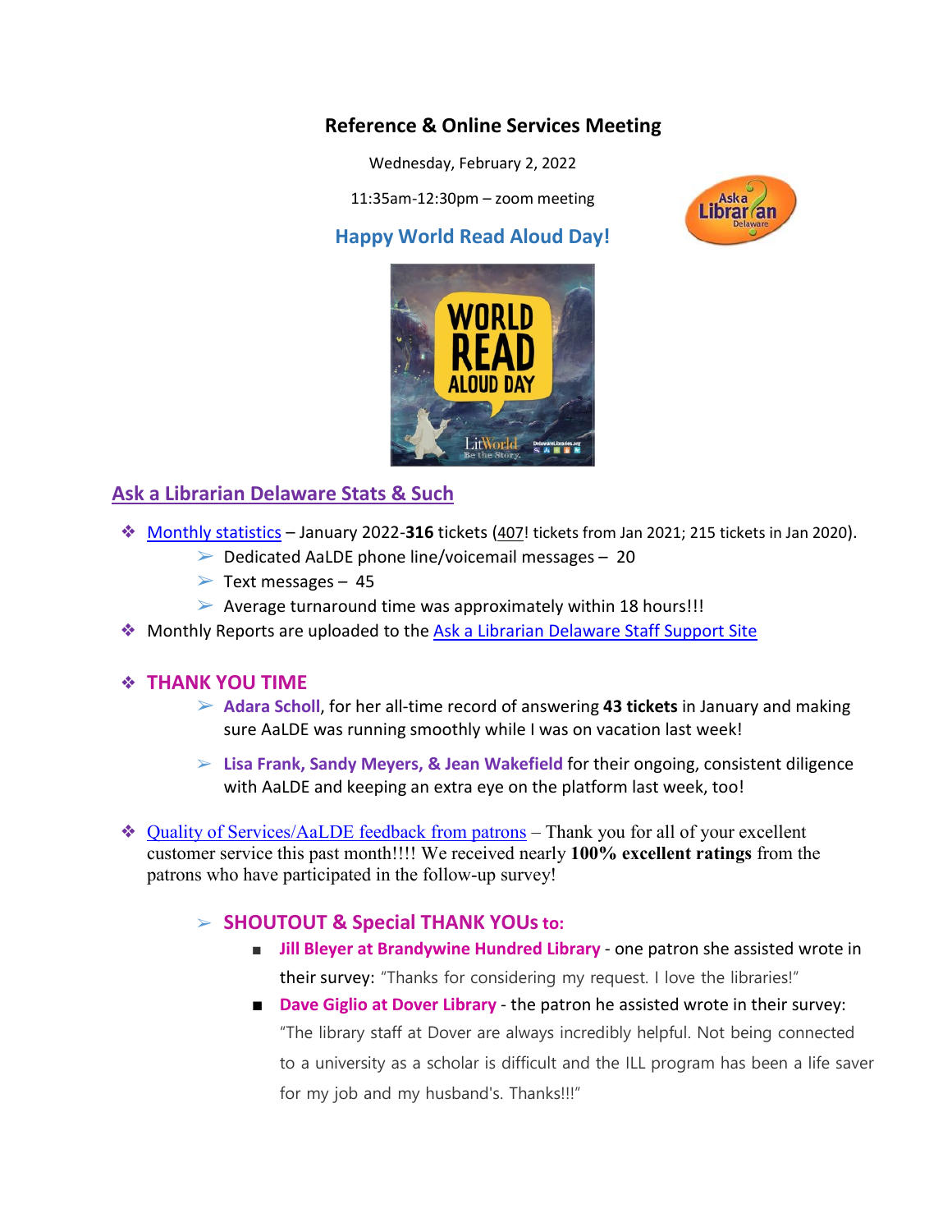## Reference & Online Services Meeting

Wednesday, February 2, 2022

11:35am-12:30pm – zoom meeting

### Happy World Read Aloud Day!

## Ask a Librarian Delaware Stats & Such

- Monthly statistics – January 2022-**316** tickets (407! tickets from Jan 2021; 215 tickets in Jan 2020).
  - Dedicated AaLDE phone line/voicemail messages – 20
  - Text messages – 45
  - Average turnaround time was approximately within 18 hours!!!
- Monthly Reports are uploaded to the Ask a Librarian Delaware Staff Support Site

- **THANK YOU TIME**
  - **Adara Scholl**, for her all-time record of answering **43 tickets** in January and making sure AaLDE was running smoothly while I was on vacation last week!
  - **Lisa Frank, Sandy Meyers, & Jean Wakefield** for their ongoing, consistent diligence with AaLDE and keeping an extra eye on the platform last week, too!

- Quality of Services/AaLDE feedback from patrons – Thank you for all of your excellent customer service this past month!!!! We received nearly **100% excellent ratings** from the patrons who have participated in the follow-up survey!

  - **SHOUTOUT & Special THANK YOUs to:**
    - **Jill Bleyer at Brandywine Hundred Library** - one patron she assisted wrote in their survey: "Thanks for considering my request. I love the libraries!"
    - **Dave Giglio at Dover Library** - the patron he assisted wrote in their survey: "The library staff at Dover are always incredibly helpful. Not being connected to a university as a scholar is difficult and the ILL program has been a life saver for my job and my husband's. Thanks!!!"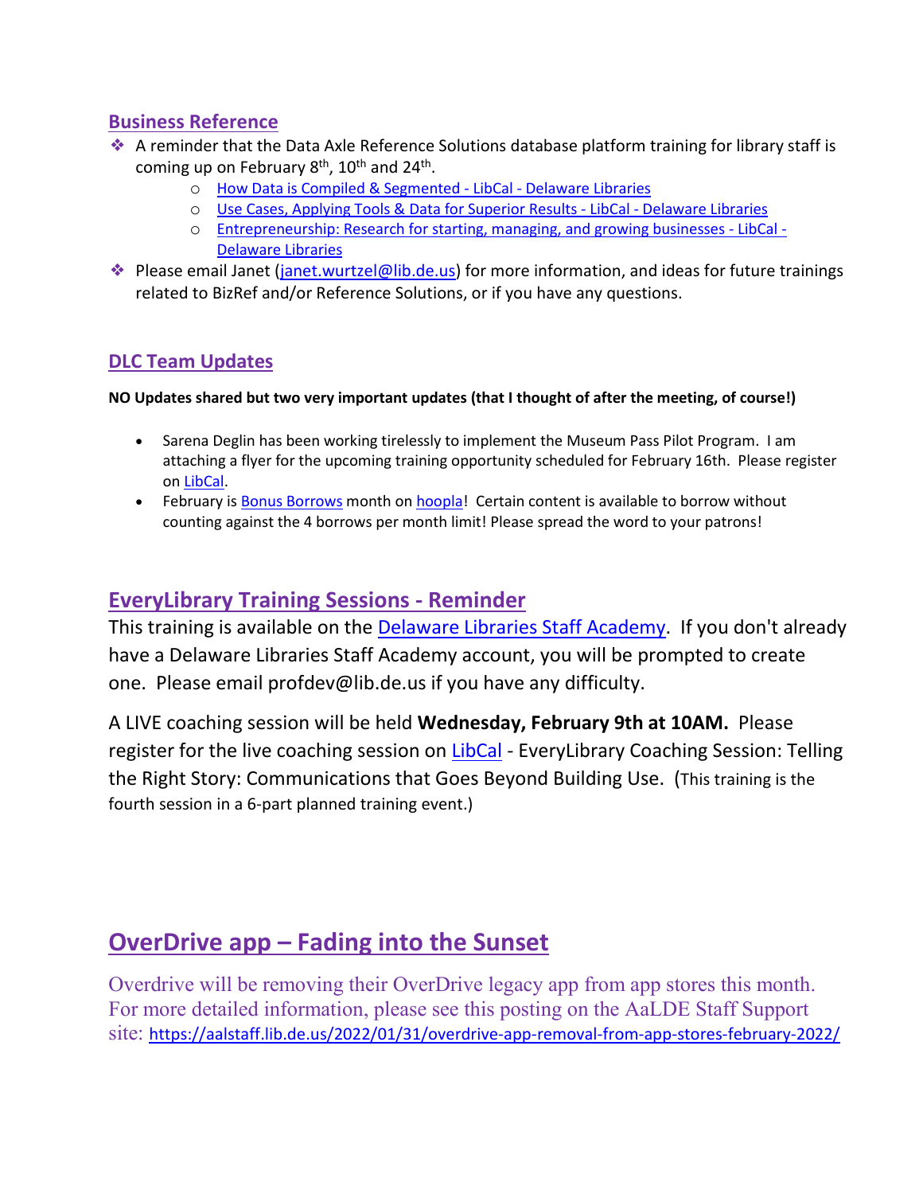## Business Reference

- A reminder that the Data Axle Reference Solutions database platform training for library staff is coming up on February 8th, 10th and 24th.
  - How Data is Compiled & Segmented - LibCal - Delaware Libraries
  - Use Cases, Applying Tools & Data for Superior Results - LibCal - Delaware Libraries
  - Entrepreneurship: Research for starting, managing, and growing businesses - LibCal - Delaware Libraries
- Please email Janet (janet.wurtzel@lib.de.us) for more information, and ideas for future trainings related to BizRef and/or Reference Solutions, or if you have any questions.

## DLC Team Updates

**NO Updates shared but two very important updates (that I thought of after the meeting, of course!)**

- Sarena Deglin has been working tirelessly to implement the Museum Pass Pilot Program. I am attaching a flyer for the upcoming training opportunity scheduled for February 16th. Please register on LibCal.
- February is Bonus Borrows month on hoopla! Certain content is available to borrow without counting against the 4 borrows per month limit! Please spread the word to your patrons!

## EveryLibrary Training Sessions - Reminder

This training is available on the Delaware Libraries Staff Academy. If you don't already have a Delaware Libraries Staff Academy account, you will be prompted to create one. Please email profdev@lib.de.us if you have any difficulty.

A LIVE coaching session will be held **Wednesday, February 9th at 10AM.** Please register for the live coaching session on LibCal - EveryLibrary Coaching Session: Telling the Right Story: Communications that Goes Beyond Building Use. (This training is the fourth session in a 6-part planned training event.)

## OverDrive app – Fading into the Sunset

Overdrive will be removing their OverDrive legacy app from app stores this month. For more detailed information, please see this posting on the AaLDE Staff Support site: https://aalstaff.lib.de.us/2022/01/31/overdrive-app-removal-from-app-stores-february-2022/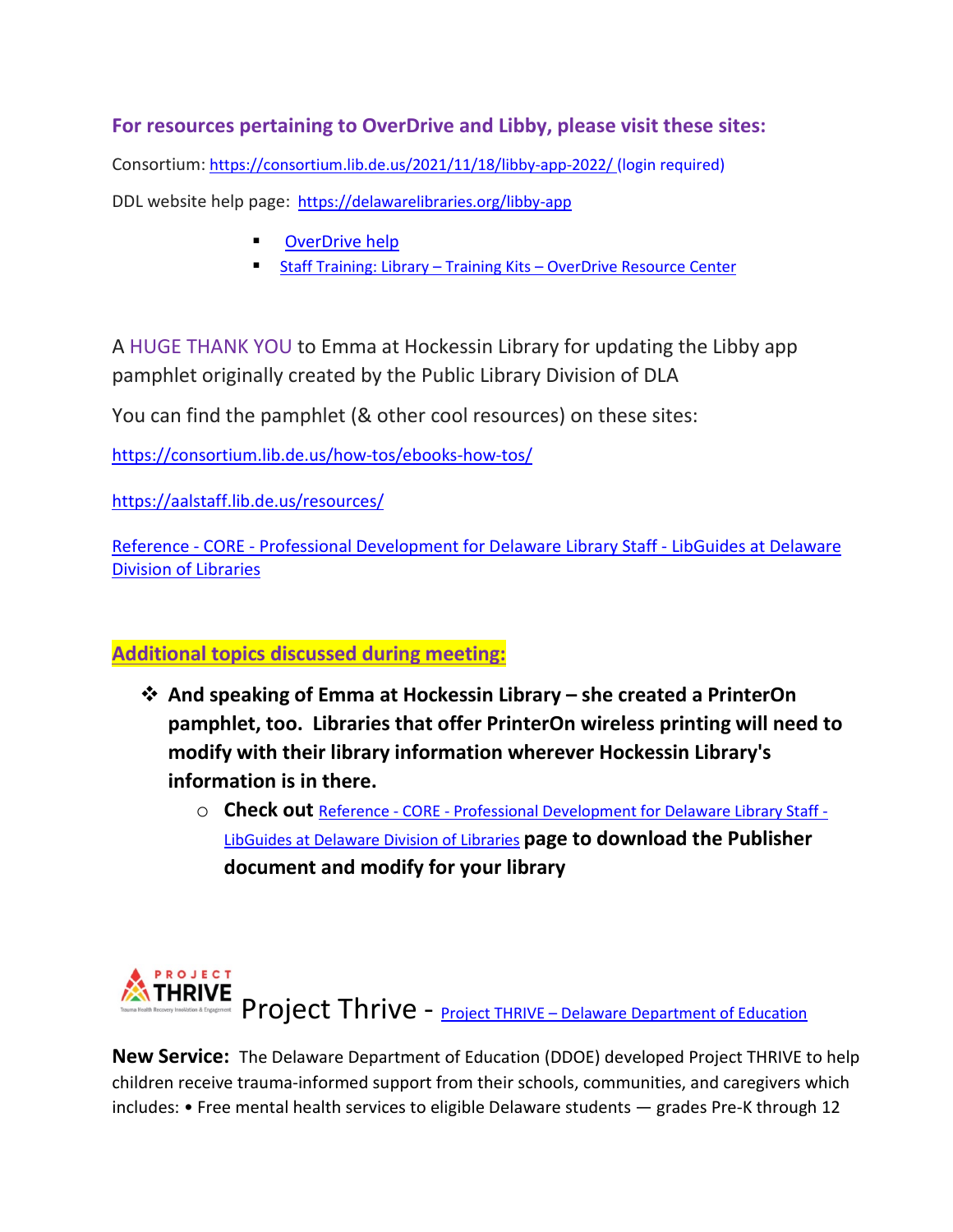### For resources pertaining to OverDrive and Libby, please visit these sites:

Consortium: https://consortium.lib.de.us/2021/11/18/libby-app-2022/ (login required)

DDL website help page: https://delawarelibraries.org/libby-app

- OverDrive help
- Staff Training: Library – Training Kits – OverDrive Resource Center

A HUGE THANK YOU to Emma at Hockessin Library for updating the Libby app pamphlet originally created by the Public Library Division of DLA

You can find the pamphlet (& other cool resources) on these sites:

https://consortium.lib.de.us/how-tos/ebooks-how-tos/

https://aalstaff.lib.de.us/resources/

Reference - CORE - Professional Development for Delaware Library Staff - LibGuides at Delaware Division of Libraries

### Additional topics discussed during meeting:

- **And speaking of Emma at Hockessin Library – she created a PrinterOn pamphlet, too. Libraries that offer PrinterOn wireless printing will need to modify with their library information wherever Hockessin Library's information is in there.**
  - **Check out** Reference - CORE - Professional Development for Delaware Library Staff - LibGuides at Delaware Division of Libraries **page to download the Publisher document and modify for your library**

## PROJECT THRIVE Project Thrive - Project THRIVE – Delaware Department of Education

**New Service:** The Delaware Department of Education (DDOE) developed Project THRIVE to help children receive trauma-informed support from their schools, communities, and caregivers which includes: • Free mental health services to eligible Delaware students — grades Pre-K through 12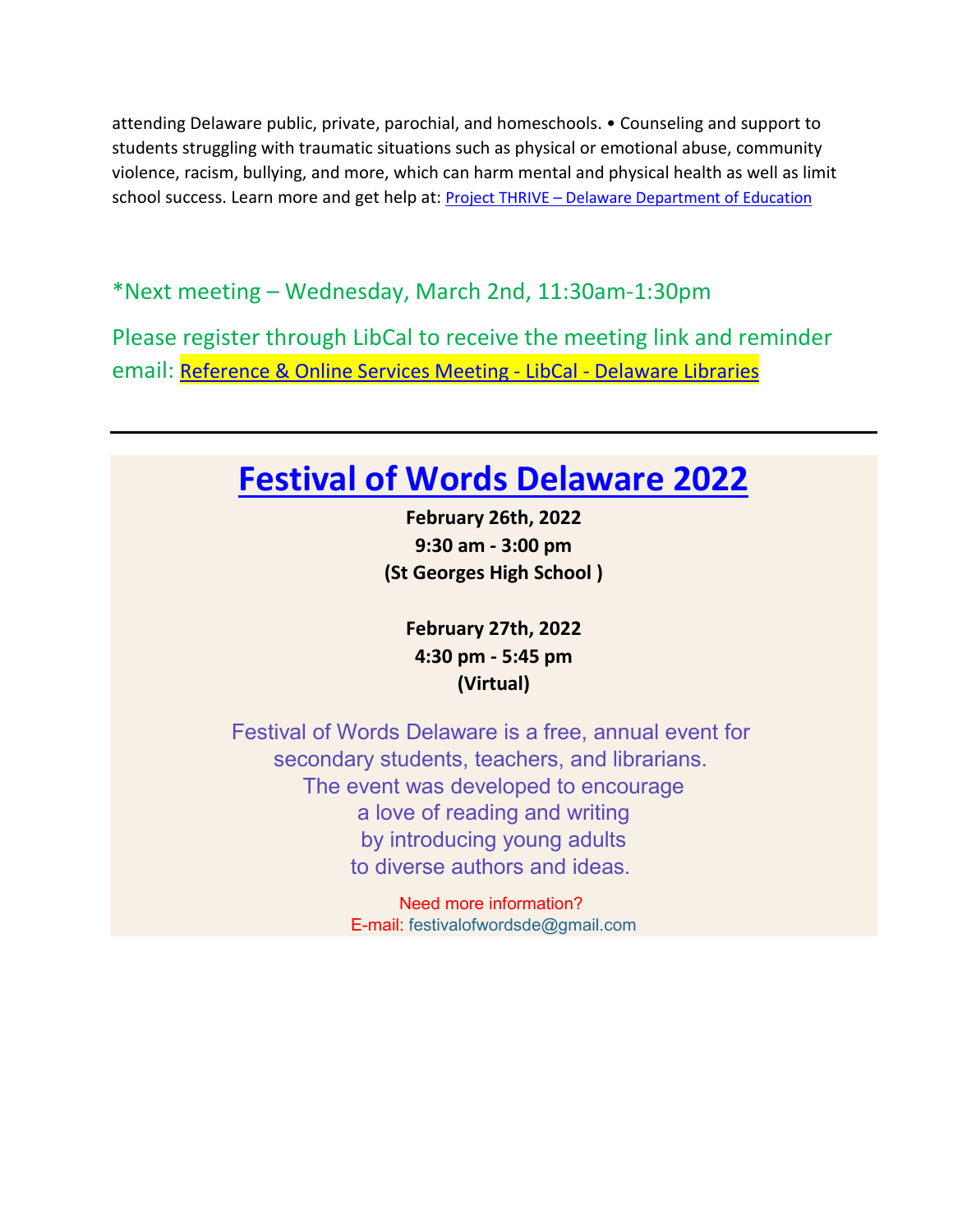attending Delaware public, private, parochial, and homeschools. • Counseling and support to students struggling with traumatic situations such as physical or emotional abuse, community violence, racism, bullying, and more, which can harm mental and physical health as well as limit school success. Learn more and get help at: [Project THRIVE – Delaware Department of Education]

*Next meeting – Wednesday, March 2nd, 11:30am-1:30pm

Please register through LibCal to receive the meeting link and reminder email: [Reference & Online Services Meeting - LibCal - Delaware Libraries]

---

# Festival of Words Delaware 2022

**February 26th, 2022**
**9:30 am - 3:00 pm**
**(St Georges High School )**

**February 27th, 2022**
**4:30 pm - 5:45 pm**
**(Virtual)**

Festival of Words Delaware is a free, annual event for secondary students, teachers, and librarians. The event was developed to encourage a love of reading and writing by introducing young adults to diverse authors and ideas.

Need more information?
E-mail: festivalofwordsde@gmail.com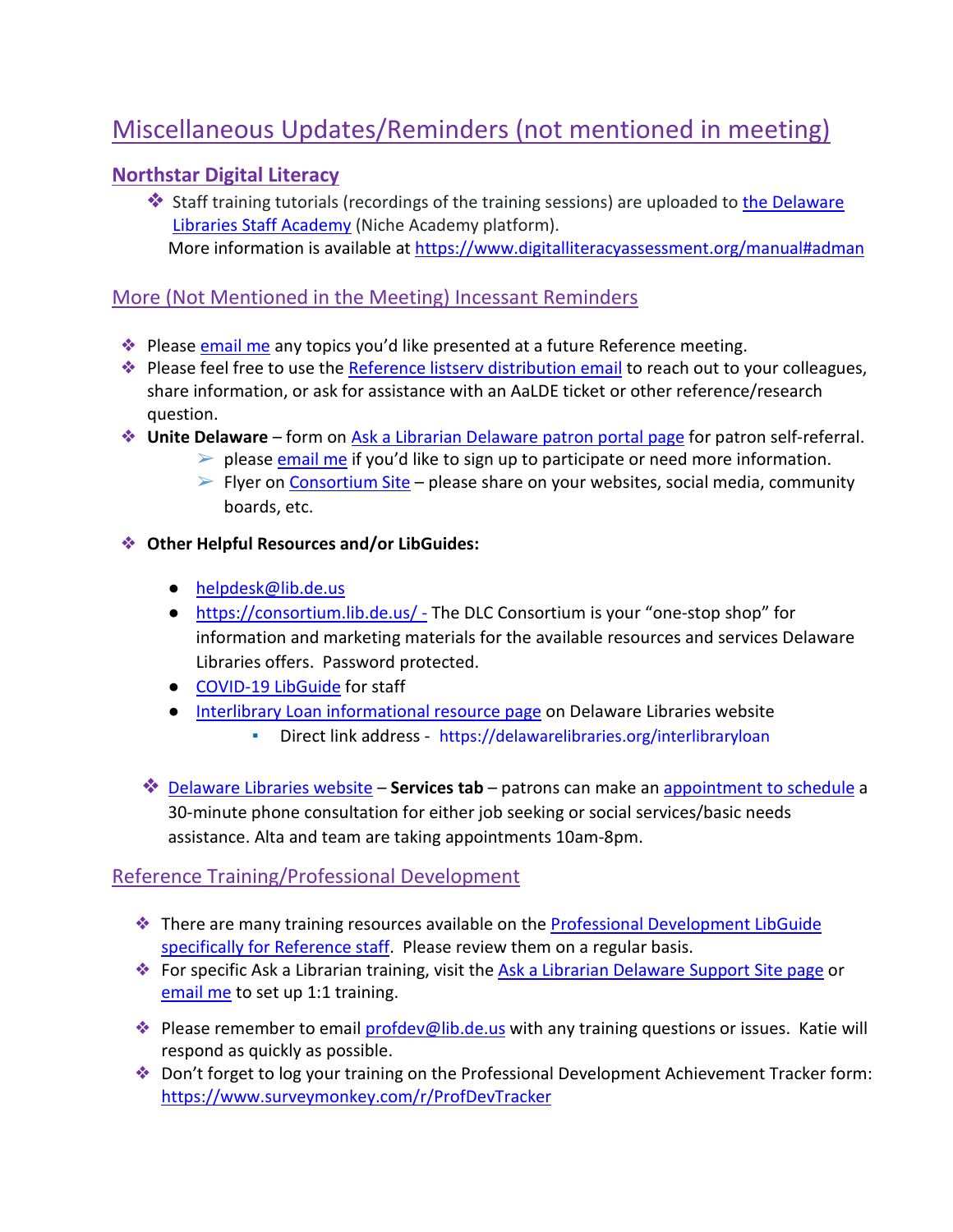# Miscellaneous Updates/Reminders (not mentioned in meeting)

## Northstar Digital Literacy

- Staff training tutorials (recordings of the training sessions) are uploaded to the Delaware Libraries Staff Academy (Niche Academy platform).
  More information is available at https://www.digitalliteracyassessment.org/manual#adman

## More (Not Mentioned in the Meeting) Incessant Reminders

- Please email me any topics you'd like presented at a future Reference meeting.
- Please feel free to use the Reference listserv distribution email to reach out to your colleagues, share information, or ask for assistance with an AaLDE ticket or other reference/research question.
- **Unite Delaware** – form on Ask a Librarian Delaware patron portal page for patron self-referral.
  - please email me if you'd like to sign up to participate or need more information.
  - Flyer on Consortium Site – please share on your websites, social media, community boards, etc.
- **Other Helpful Resources and/or LibGuides:**
  - helpdesk@lib.de.us
  - https://consortium.lib.de.us/ - The DLC Consortium is your "one-stop shop" for information and marketing materials for the available resources and services Delaware Libraries offers. Password protected.
  - COVID-19 LibGuide for staff
  - Interlibrary Loan informational resource page on Delaware Libraries website
    - Direct link address - https://delawarelibraries.org/interlibraryloan
- Delaware Libraries website – **Services tab** – patrons can make an appointment to schedule a 30-minute phone consultation for either job seeking or social services/basic needs assistance. Alta and team are taking appointments 10am-8pm.

## Reference Training/Professional Development

- There are many training resources available on the Professional Development LibGuide specifically for Reference staff. Please review them on a regular basis.
- For specific Ask a Librarian training, visit the Ask a Librarian Delaware Support Site page or email me to set up 1:1 training.
- Please remember to email profdev@lib.de.us with any training questions or issues. Katie will respond as quickly as possible.
- Don't forget to log your training on the Professional Development Achievement Tracker form: https://www.surveymonkey.com/r/ProfDevTracker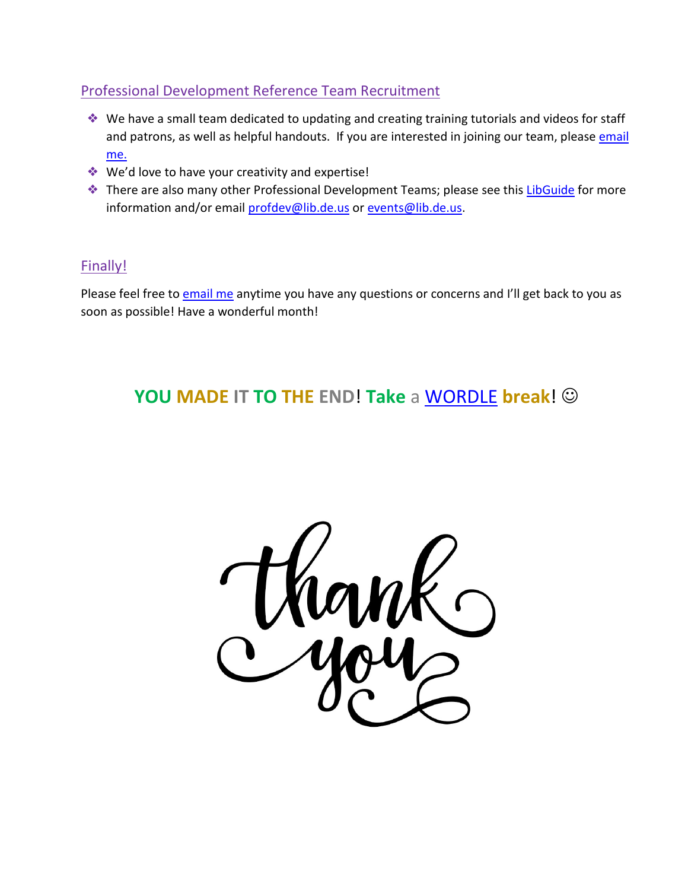## Professional Development Reference Team Recruitment

- We have a small team dedicated to updating and creating training tutorials and videos for staff and patrons, as well as helpful handouts. If you are interested in joining our team, please email me.
- We'd love to have your creativity and expertise!
- There are also many other Professional Development Teams; please see this LibGuide for more information and/or email profdev@lib.de.us or events@lib.de.us.

## Finally!

Please feel free to email me anytime you have any questions or concerns and I'll get back to you as soon as possible! Have a wonderful month!

**YOU MADE IT TO THE END! Take a WORDLE break! ☺**

thank you